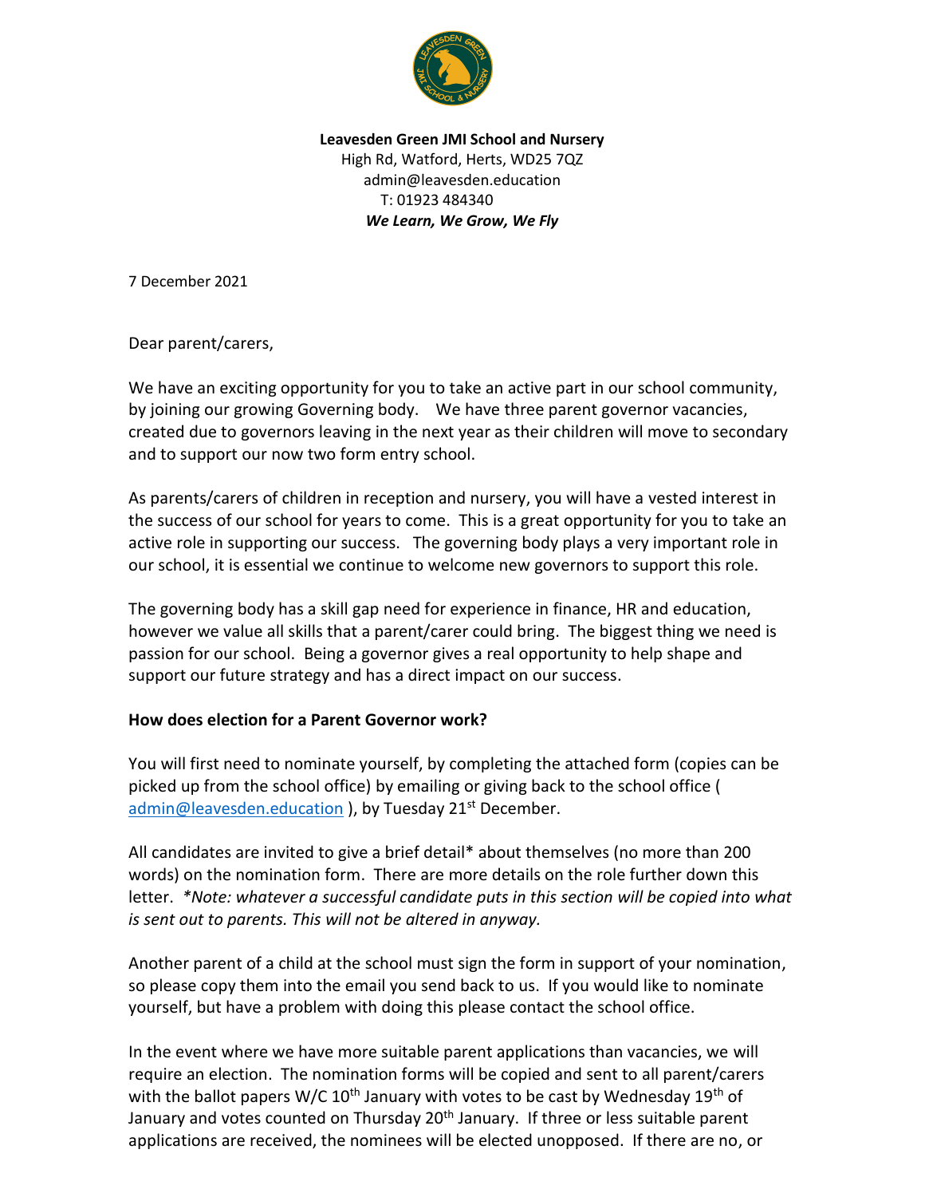**Leavesden Green JMI School and Nursery**
High Rd, Watford, Herts, WD25 7QZ
admin@leavesden.education
T: 01923 484340
***We Learn, We Grow, We Fly***

7 December 2021

Dear parent/carers,

We have an exciting opportunity for you to take an active part in our school community, by joining our growing Governing body. We have three parent governor vacancies, created due to governors leaving in the next year as their children will move to secondary and to support our now two form entry school.

As parents/carers of children in reception and nursery, you will have a vested interest in the success of our school for years to come. This is a great opportunity for you to take an active role in supporting our success. The governing body plays a very important role in our school, it is essential we continue to welcome new governors to support this role.

The governing body has a skill gap need for experience in finance, HR and education, however we value all skills that a parent/carer could bring. The biggest thing we need is passion for our school. Being a governor gives a real opportunity to help shape and support our future strategy and has a direct impact on our success.

**How does election for a Parent Governor work?**

You will first need to nominate yourself, by completing the attached form (copies can be picked up from the school office) by emailing or giving back to the school office ( admin@leavesden.education ), by Tuesday 21st December.

All candidates are invited to give a brief detail* about themselves (no more than 200 words) on the nomination form. There are more details on the role further down this letter. *\*Note: whatever a successful candidate puts in this section will be copied into what is sent out to parents. This will not be altered in anyway.*

Another parent of a child at the school must sign the form in support of your nomination, so please copy them into the email you send back to us. If you would like to nominate yourself, but have a problem with doing this please contact the school office.

In the event where we have more suitable parent applications than vacancies, we will require an election. The nomination forms will be copied and sent to all parent/carers with the ballot papers W/C 10th January with votes to be cast by Wednesday 19th of January and votes counted on Thursday 20th January. If three or less suitable parent applications are received, the nominees will be elected unopposed. If there are no, or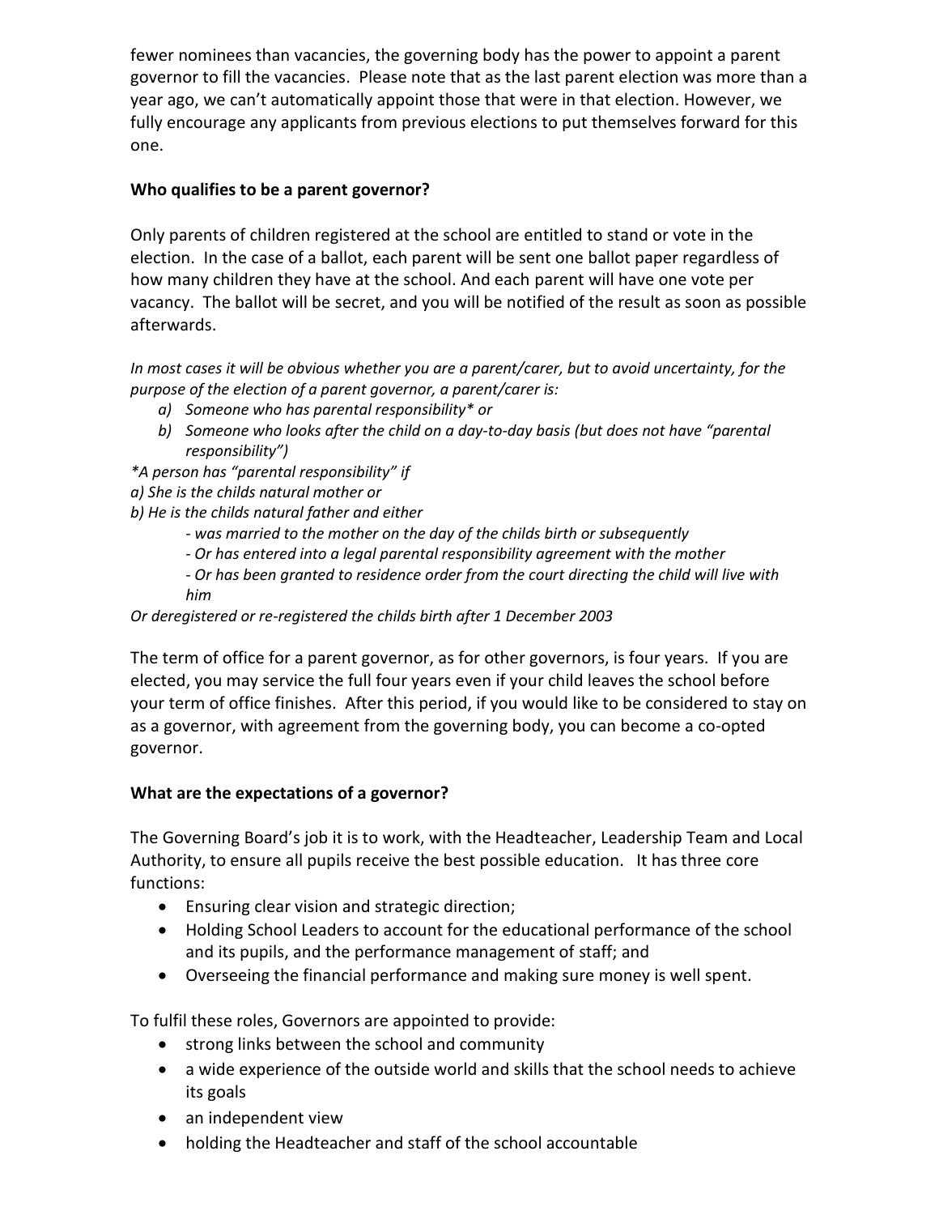fewer nominees than vacancies, the governing body has the power to appoint a parent governor to fill the vacancies. Please note that as the last parent election was more than a year ago, we can't automatically appoint those that were in that election. However, we fully encourage any applicants from previous elections to put themselves forward for this one.

**Who qualifies to be a parent governor?**

Only parents of children registered at the school are entitled to stand or vote in the election. In the case of a ballot, each parent will be sent one ballot paper regardless of how many children they have at the school. And each parent will have one vote per vacancy. The ballot will be secret, and you will be notified of the result as soon as possible afterwards.

*In most cases it will be obvious whether you are a parent/carer, but to avoid uncertainty, for the purpose of the election of a parent governor, a parent/carer is:*

*a) Someone who has parental responsibility* or*
*b) Someone who looks after the child on a day-to-day basis (but does not have "parental responsibility")*

**A person has "parental responsibility" if*
*a) She is the childs natural mother or*
*b) He is the childs natural father and either*
- *was married to the mother on the day of the childs birth or subsequently*
- *Or has entered into a legal parental responsibility agreement with the mother*
- *Or has been granted to residence order from the court directing the child will live with him*

*Or deregistered or re-registered the childs birth after 1 December 2003*

The term of office for a parent governor, as for other governors, is four years. If you are elected, you may service the full four years even if your child leaves the school before your term of office finishes. After this period, if you would like to be considered to stay on as a governor, with agreement from the governing body, you can become a co-opted governor.

**What are the expectations of a governor?**

The Governing Board's job it is to work, with the Headteacher, Leadership Team and Local Authority, to ensure all pupils receive the best possible education. It has three core functions:

- Ensuring clear vision and strategic direction;
- Holding School Leaders to account for the educational performance of the school and its pupils, and the performance management of staff; and
- Overseeing the financial performance and making sure money is well spent.

To fulfil these roles, Governors are appointed to provide:

- strong links between the school and community
- a wide experience of the outside world and skills that the school needs to achieve its goals
- an independent view
- holding the Headteacher and staff of the school accountable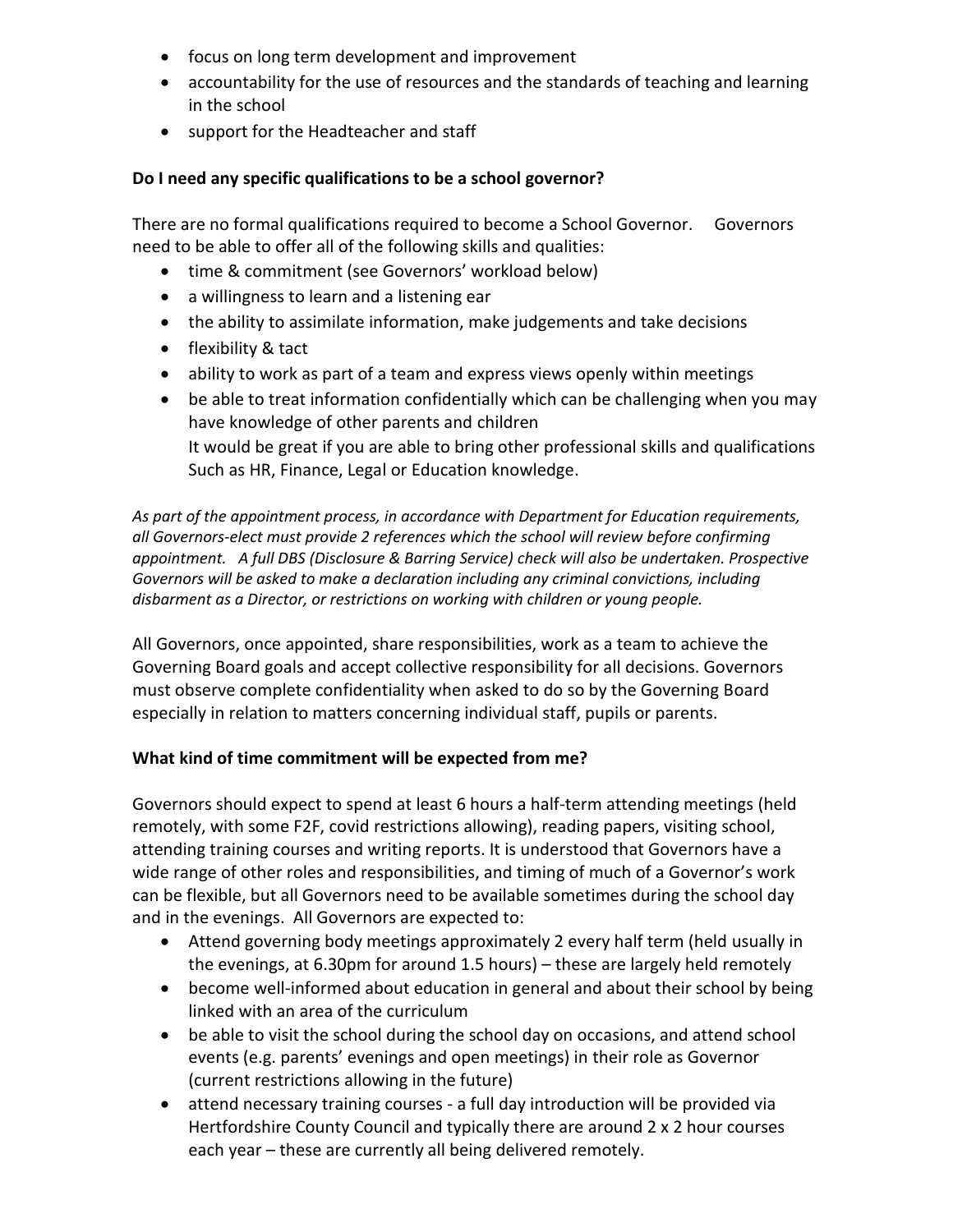- focus on long term development and improvement
- accountability for the use of resources and the standards of teaching and learning in the school
- support for the Headteacher and staff

**Do I need any specific qualifications to be a school governor?**

There are no formal qualifications required to become a School Governor. Governors need to be able to offer all of the following skills and qualities:

- time & commitment (see Governors' workload below)
- a willingness to learn and a listening ear
- the ability to assimilate information, make judgements and take decisions
- flexibility & tact
- ability to work as part of a team and express views openly within meetings
- be able to treat information confidentially which can be challenging when you may have knowledge of other parents and children
  It would be great if you are able to bring other professional skills and qualifications Such as HR, Finance, Legal or Education knowledge.

*As part of the appointment process, in accordance with Department for Education requirements, all Governors-elect must provide 2 references which the school will review before confirming appointment. A full DBS (Disclosure & Barring Service) check will also be undertaken. Prospective Governors will be asked to make a declaration including any criminal convictions, including disbarment as a Director, or restrictions on working with children or young people.*

All Governors, once appointed, share responsibilities, work as a team to achieve the Governing Board goals and accept collective responsibility for all decisions. Governors must observe complete confidentiality when asked to do so by the Governing Board especially in relation to matters concerning individual staff, pupils or parents.

**What kind of time commitment will be expected from me?**

Governors should expect to spend at least 6 hours a half-term attending meetings (held remotely, with some F2F, covid restrictions allowing), reading papers, visiting school, attending training courses and writing reports. It is understood that Governors have a wide range of other roles and responsibilities, and timing of much of a Governor's work can be flexible, but all Governors need to be available sometimes during the school day and in the evenings. All Governors are expected to:

- Attend governing body meetings approximately 2 every half term (held usually in the evenings, at 6.30pm for around 1.5 hours) – these are largely held remotely
- become well-informed about education in general and about their school by being linked with an area of the curriculum
- be able to visit the school during the school day on occasions, and attend school events (e.g. parents' evenings and open meetings) in their role as Governor (current restrictions allowing in the future)
- attend necessary training courses - a full day introduction will be provided via Hertfordshire County Council and typically there are around 2 x 2 hour courses each year – these are currently all being delivered remotely.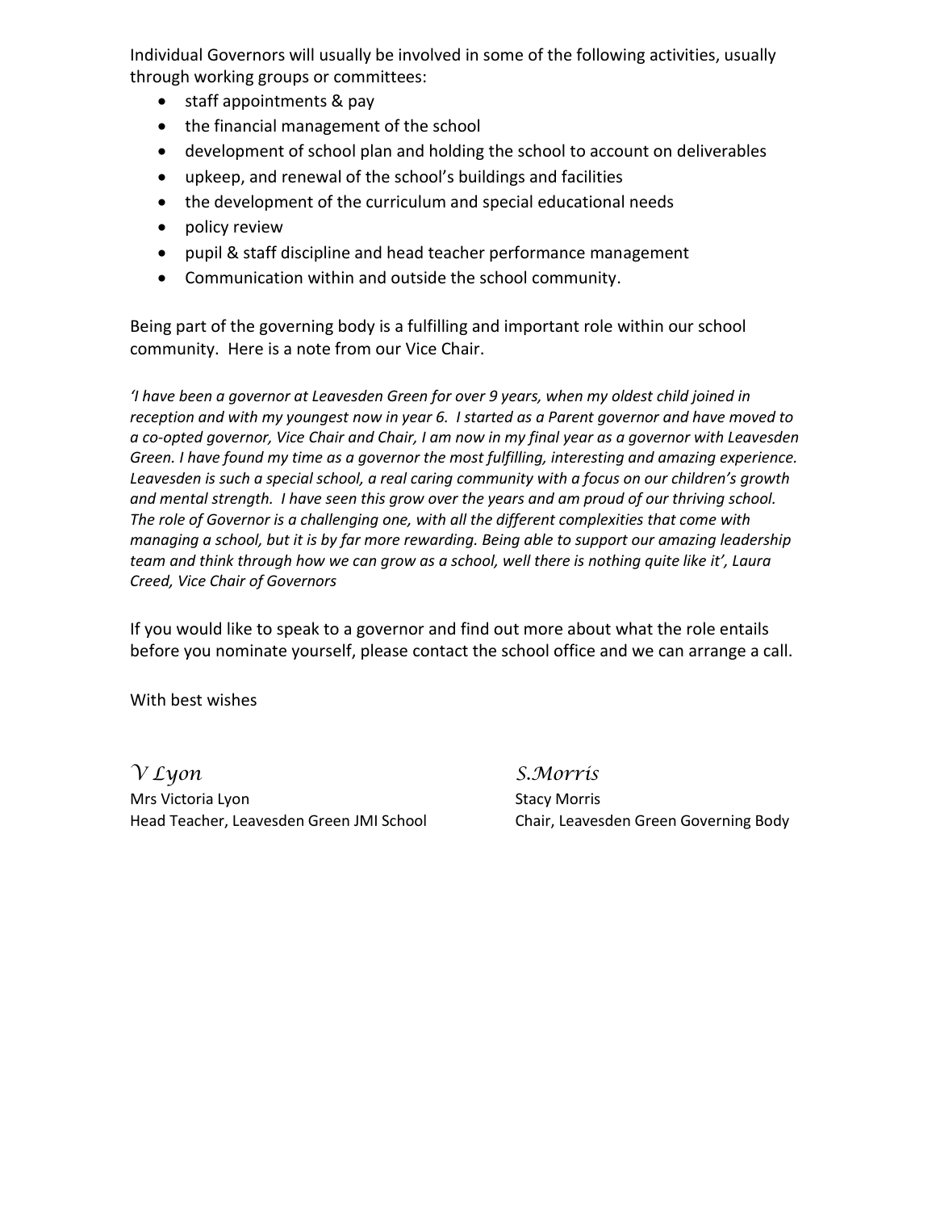Individual Governors will usually be involved in some of the following activities, usually through working groups or committees:

- staff appointments & pay
- the financial management of the school
- development of school plan and holding the school to account on deliverables
- upkeep, and renewal of the school's buildings and facilities
- the development of the curriculum and special educational needs
- policy review
- pupil & staff discipline and head teacher performance management
- Communication within and outside the school community.

Being part of the governing body is a fulfilling and important role within our school community. Here is a note from our Vice Chair.

*'I have been a governor at Leavesden Green for over 9 years, when my oldest child joined in reception and with my youngest now in year 6. I started as a Parent governor and have moved to a co-opted governor, Vice Chair and Chair, I am now in my final year as a governor with Leavesden Green. I have found my time as a governor the most fulfilling, interesting and amazing experience. Leavesden is such a special school, a real caring community with a focus on our children's growth and mental strength. I have seen this grow over the years and am proud of our thriving school. The role of Governor is a challenging one, with all the different complexities that come with managing a school, but it is by far more rewarding. Being able to support our amazing leadership team and think through how we can grow as a school, well there is nothing quite like it', Laura Creed, Vice Chair of Governors*

If you would like to speak to a governor and find out more about what the role entails before you nominate yourself, please contact the school office and we can arrange a call.

With best wishes

*V Lyon*
Mrs Victoria Lyon
Head Teacher, Leavesden Green JMI School

*S.Morris*
Stacy Morris
Chair, Leavesden Green Governing Body